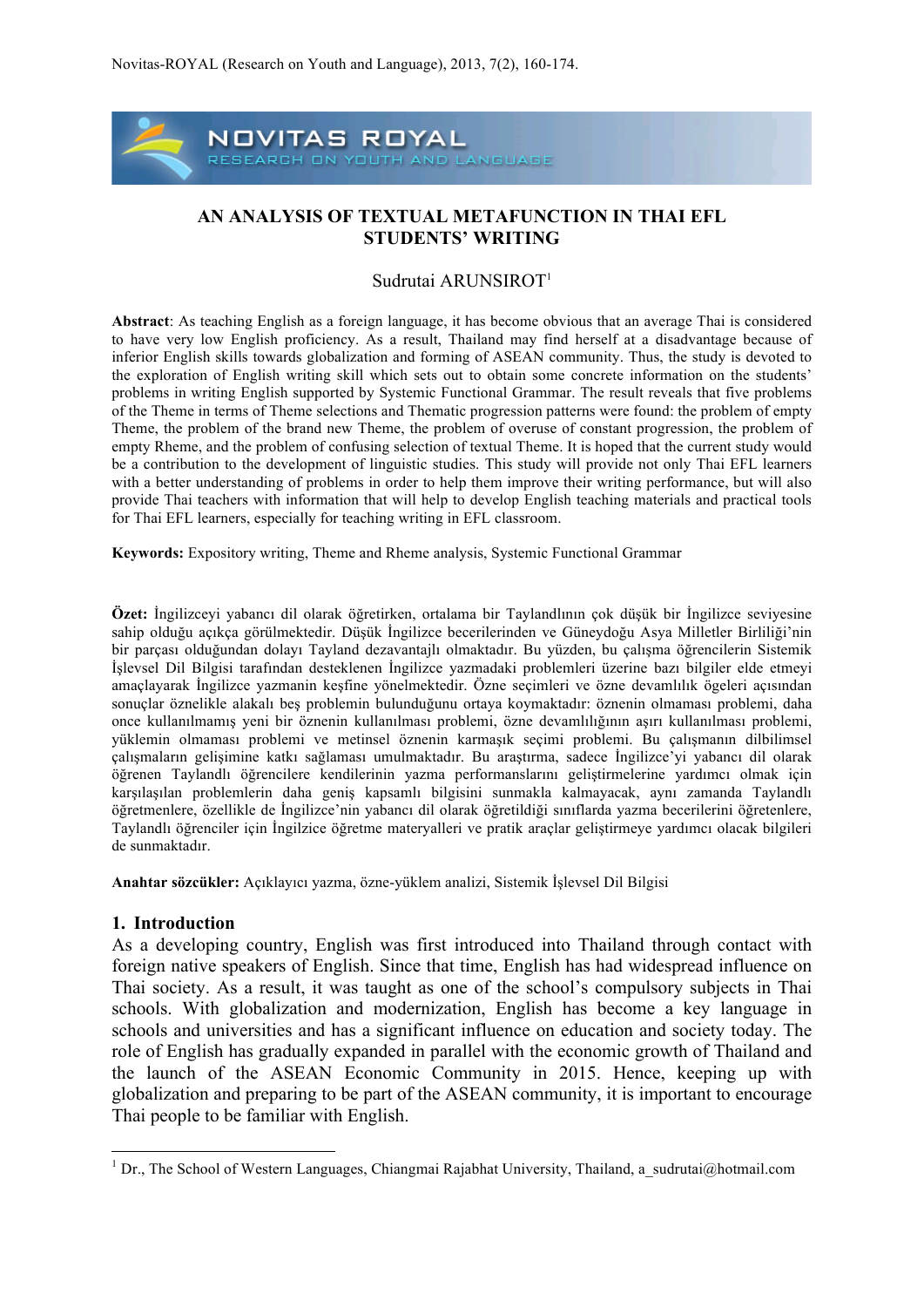# AN ANALYSIS OF TEXTUAL METAFUNCTION IN THAI EFL STUDENTS' WRITING

Sudrutai ARUNSIROT[1]

**Abstract**: As teaching English as a foreign language, it has become obvious that an average Thai is considered to have very low English proficiency. As a result, Thailand may find herself at a disadvantage because of inferior English skills towards globalization and forming of ASEAN community. Thus, the study is devoted to the exploration of English writing skill which sets out to obtain some concrete information on the students' problems in writing English supported by Systemic Functional Grammar. The result reveals that five problems of the Theme in terms of Theme selections and Thematic progression patterns were found: the problem of empty Theme, the problem of the brand new Theme, the problem of overuse of constant progression, the problem of empty Rheme, and the problem of confusing selection of textual Theme. It is hoped that the current study would be a contribution to the development of linguistic studies. This study will provide not only Thai EFL learners with a better understanding of problems in order to help them improve their writing performance, but will also provide Thai teachers with information that will help to develop English teaching materials and practical tools for Thai EFL learners, especially for teaching writing in EFL classroom.

**Keywords:** Expository writing, Theme and Rheme analysis, Systemic Functional Grammar

**Özet:** İngilizceyi yabancı dil olarak öğretirken, ortalama bir Taylandlının çok düşük bir İngilizce seviyesine sahip olduğu açıkça görülmektedir. Düşük İngilizce becerilerinden ve Güneydoğu Asya Milletler Birliliği'nin bir parçası olduğundan dolayı Tayland dezavantajlı olmaktadır. Bu yüzden, bu çalışma öğrencilerin Sistemik İşlevsel Dil Bilgisi tarafından desteklenen İngilizce yazmadaki problemleri üzerine bazı bilgiler elde etmeyi amaçlayarak İngilizce yazmanin keşfine yönelmektedir. Özne seçimleri ve özne devamlılık ögeleri açısından sonuçlar öznelikle alakalı beş problemin bulunduğunu ortaya koymaktadır: öznenin olmaması problemi, daha once kullanılmamış yeni bir öznenin kullanılması problemi, özne devamlılığının aşırı kullanılması problemi, yüklemin olmaması problemi ve metinsel öznenin karmaşık seçimi problemi. Bu çalışmanın dilbilimsel çalışmaların gelişimine katkı sağlaması umulmaktadır. Bu araştırma, sadece İngilizce'yi yabancı dil olarak öğrenen Taylandlı öğrencilere kendilerinin yazma performanslarını geliştirmelerine yardımcı olmak için karşılaşılan problemlerin daha geniş kapsamlı bilgisini sunmakla kalmayacak, aynı zamanda Taylandlı öğretmenlere, özellikle de İngilizce'nin yabancı dil olarak öğretildiği sınıflarda yazma becerilerini öğretenlere, Taylandlı öğrenciler için İngilizce öğretme materyalleri ve pratik araçlar geliştirmeye yardımcı olacak bilgileri de sunmaktadır.

**Anahtar sözcükler:** Açıklayıcı yazma, özne-yüklem analizi, Sistemik İşlevsel Dil Bilgisi

## 1. Introduction

As a developing country, English was first introduced into Thailand through contact with foreign native speakers of English. Since that time, English has had widespread influence on Thai society. As a result, it was taught as one of the school's compulsory subjects in Thai schools. With globalization and modernization, English has become a key language in schools and universities and has a significant influence on education and society today. The role of English has gradually expanded in parallel with the economic growth of Thailand and the launch of the ASEAN Economic Community in 2015. Hence, keeping up with globalization and preparing to be part of the ASEAN community, it is important to encourage Thai people to be familiar with English.

---

[1] Dr., The School of Western Languages, Chiangmai Rajabhat University, Thailand, a_sudrutai@hotmail.com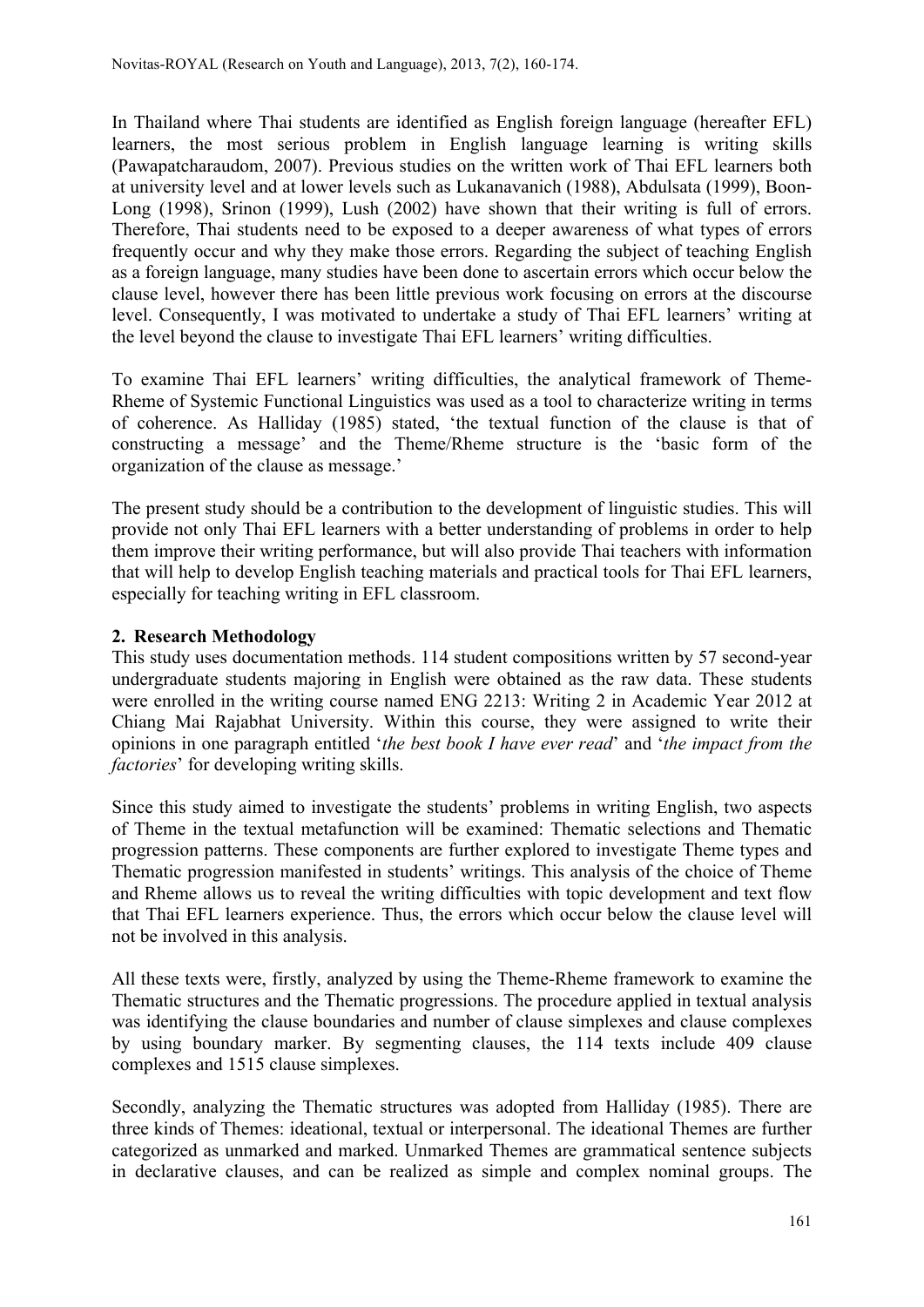In Thailand where Thai students are identified as English foreign language (hereafter EFL) learners, the most serious problem in English language learning is writing skills (Pawapatcharaudom, 2007). Previous studies on the written work of Thai EFL learners both at university level and at lower levels such as Lukanavanich (1988), Abdulsata (1999), Boon-Long (1998), Srinon (1999), Lush (2002) have shown that their writing is full of errors. Therefore, Thai students need to be exposed to a deeper awareness of what types of errors frequently occur and why they make those errors. Regarding the subject of teaching English as a foreign language, many studies have been done to ascertain errors which occur below the clause level, however there has been little previous work focusing on errors at the discourse level. Consequently, I was motivated to undertake a study of Thai EFL learners' writing at the level beyond the clause to investigate Thai EFL learners' writing difficulties.

To examine Thai EFL learners' writing difficulties, the analytical framework of Theme-Rheme of Systemic Functional Linguistics was used as a tool to characterize writing in terms of coherence. As Halliday (1985) stated, 'the textual function of the clause is that of constructing a message' and the Theme/Rheme structure is the 'basic form of the organization of the clause as message.'

The present study should be a contribution to the development of linguistic studies. This will provide not only Thai EFL learners with a better understanding of problems in order to help them improve their writing performance, but will also provide Thai teachers with information that will help to develop English teaching materials and practical tools for Thai EFL learners, especially for teaching writing in EFL classroom.

## 2. Research Methodology

This study uses documentation methods. 114 student compositions written by 57 second-year undergraduate students majoring in English were obtained as the raw data. These students were enrolled in the writing course named ENG 2213: Writing 2 in Academic Year 2012 at Chiang Mai Rajabhat University. Within this course, they were assigned to write their opinions in one paragraph entitled '*the best book I have ever read*' and '*the impact from the factories*' for developing writing skills.

Since this study aimed to investigate the students' problems in writing English, two aspects of Theme in the textual metafunction will be examined: Thematic selections and Thematic progression patterns. These components are further explored to investigate Theme types and Thematic progression manifested in students' writings. This analysis of the choice of Theme and Rheme allows us to reveal the writing difficulties with topic development and text flow that Thai EFL learners experience. Thus, the errors which occur below the clause level will not be involved in this analysis.

All these texts were, firstly, analyzed by using the Theme-Rheme framework to examine the Thematic structures and the Thematic progressions. The procedure applied in textual analysis was identifying the clause boundaries and number of clause simplexes and clause complexes by using boundary marker. By segmenting clauses, the 114 texts include 409 clause complexes and 1515 clause simplexes.

Secondly, analyzing the Thematic structures was adopted from Halliday (1985). There are three kinds of Themes: ideational, textual or interpersonal. The ideational Themes are further categorized as unmarked and marked. Unmarked Themes are grammatical sentence subjects in declarative clauses, and can be realized as simple and complex nominal groups. The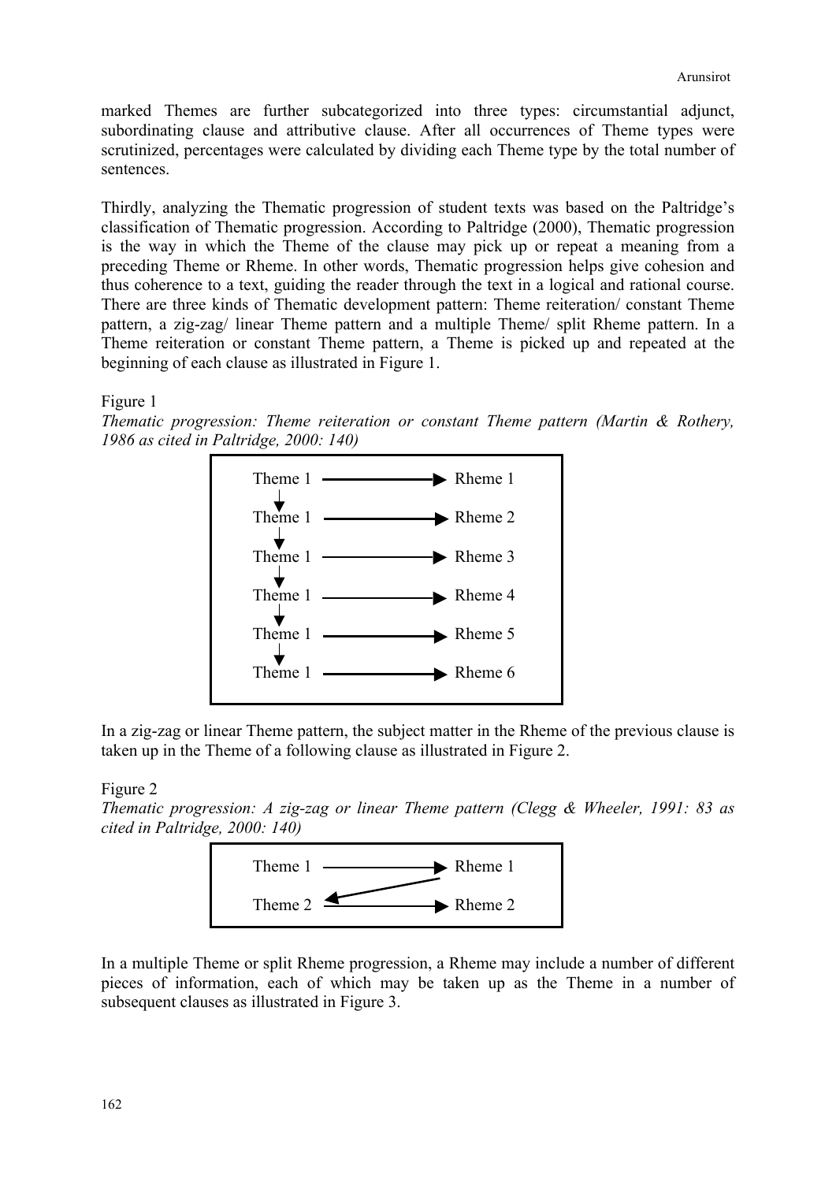marked Themes are further subcategorized into three types: circumstantial adjunct, subordinating clause and attributive clause. After all occurrences of Theme types were scrutinized, percentages were calculated by dividing each Theme type by the total number of sentences.

Thirdly, analyzing the Thematic progression of student texts was based on the Paltridge's classification of Thematic progression. According to Paltridge (2000), Thematic progression is the way in which the Theme of the clause may pick up or repeat a meaning from a preceding Theme or Rheme. In other words, Thematic progression helps give cohesion and thus coherence to a text, guiding the reader through the text in a logical and rational course. There are three kinds of Thematic development pattern: Theme reiteration/ constant Theme pattern, a zig-zag/ linear Theme pattern and a multiple Theme/ split Rheme pattern. In a Theme reiteration or constant Theme pattern, a Theme is picked up and repeated at the beginning of each clause as illustrated in Figure 1.

Figure 1

*Thematic progression: Theme reiteration or constant Theme pattern (Martin & Rothery, 1986 as cited in Paltridge, 2000: 140)*

```
Theme 1 ──────────▶ Rheme 1
   ↓
Theme 1 ──────────▶ Rheme 2
   ↓
Theme 1 ──────────▶ Rheme 3
   ↓
Theme 1 ──────────▶ Rheme 4
   ↓
Theme 1 ──────────▶ Rheme 5
   ↓
Theme 1 ──────────▶ Rheme 6
```

In a zig-zag or linear Theme pattern, the subject matter in the Rheme of the previous clause is taken up in the Theme of a following clause as illustrated in Figure 2.

Figure 2

*Thematic progression: A zig-zag or linear Theme pattern (Clegg & Wheeler, 1991: 83 as cited in Paltridge, 2000: 140)*

```
Theme 1 ──────────▶ Rheme 1
        ◀─────────┘
Theme 2 ──────────▶ Rheme 2
```

In a multiple Theme or split Rheme progression, a Rheme may include a number of different pieces of information, each of which may be taken up as the Theme in a number of subsequent clauses as illustrated in Figure 3.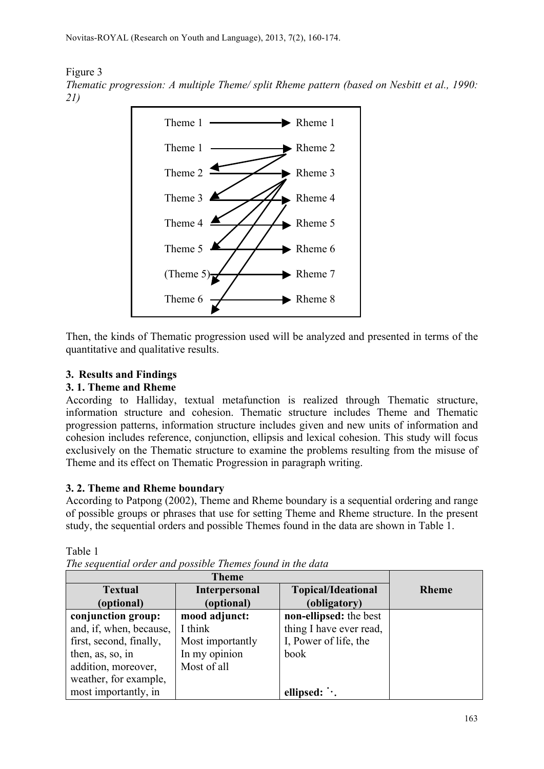Figure 3

*Thematic progression: A multiple Theme/ split Rheme pattern (based on Nesbitt et al., 1990: 21)*

Theme 1 → Rheme 1
Theme 1 → Rheme 2
Theme 2 → Rheme 3
Theme 3 → Rheme 4
Theme 4 → Rheme 5
Theme 5 → Rheme 6
(Theme 5) → Rheme 7
Theme 6 → Rheme 8

Then, the kinds of Thematic progression used will be analyzed and presented in terms of the quantitative and qualitative results.

## 3. Results and Findings

### 3. 1. Theme and Rheme

According to Halliday, textual metafunction is realized through Thematic structure, information structure and cohesion. Thematic structure includes Theme and Thematic progression patterns, information structure includes given and new units of information and cohesion includes reference, conjunction, ellipsis and lexical cohesion. This study will focus exclusively on the Thematic structure to examine the problems resulting from the misuse of Theme and its effect on Thematic Progression in paragraph writing.

### 3. 2. Theme and Rheme boundary

According to Patpong (2002), Theme and Rheme boundary is a sequential ordering and range of possible groups or phrases that use for setting Theme and Rheme structure. In the present study, the sequential orders and possible Themes found in the data are shown in Table 1.

Table 1

*The sequential order and possible Themes found in the data*

| **Theme** | | | **Rheme** |
|---|---|---|---|
| **Textual (optional)** | **Interpersonal (optional)** | **Topical/Ideational (obligatory)** | |
| **conjunction group:** and, if, when, because, first, second, finally, then, as, so, in addition, moreover, weather, for example, most importantly, in | **mood adjunct:** I think Most importantly In my opinion Most of all | **non-ellipsed:** the best thing I have ever read, I, Power of life, the book<br><br>**ellipsed:** ∵. | |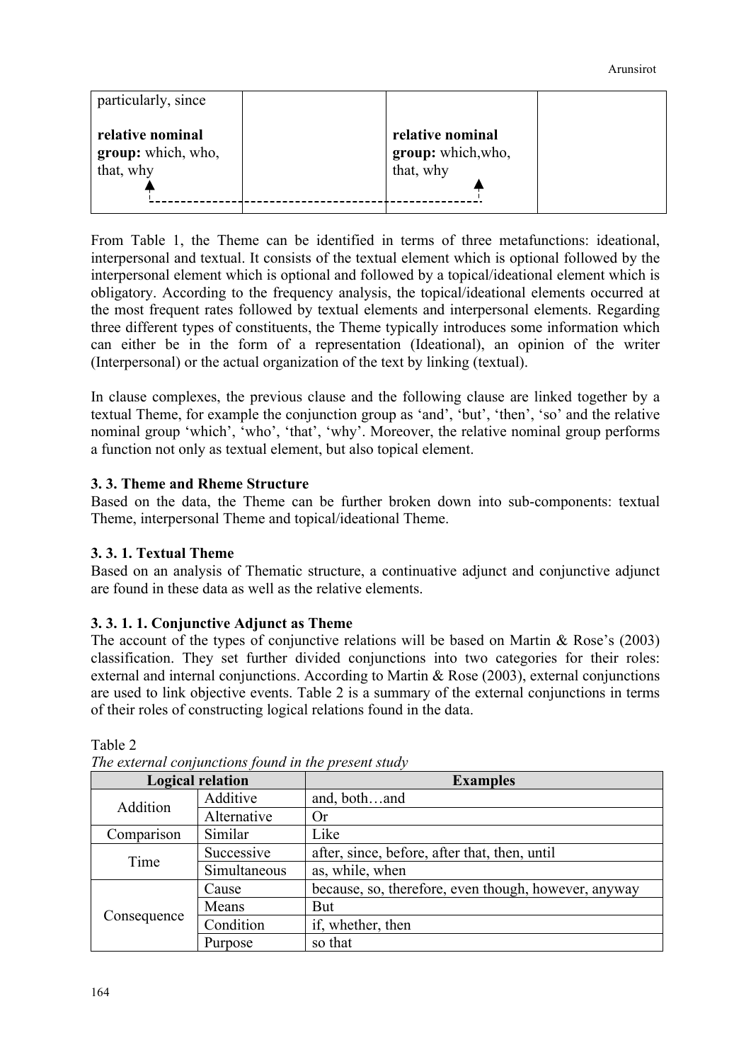| | | | |
|---|---|---|---|
| particularly, since<br><br>**relative nominal group:** which, who, that, why | | **relative nominal group:** which,who, that, why | |

From Table 1, the Theme can be identified in terms of three metafunctions: ideational, interpersonal and textual. It consists of the textual element which is optional followed by the interpersonal element which is optional and followed by a topical/ideational element which is obligatory. According to the frequency analysis, the topical/ideational elements occurred at the most frequent rates followed by textual elements and interpersonal elements. Regarding three different types of constituents, the Theme typically introduces some information which can either be in the form of a representation (Ideational), an opinion of the writer (Interpersonal) or the actual organization of the text by linking (textual).

In clause complexes, the previous clause and the following clause are linked together by a textual Theme, for example the conjunction group as 'and', 'but', 'then', 'so' and the relative nominal group 'which', 'who', 'that', 'why'. Moreover, the relative nominal group performs a function not only as textual element, but also topical element.

### 3. 3. Theme and Rheme Structure

Based on the data, the Theme can be further broken down into sub-components: textual Theme, interpersonal Theme and topical/ideational Theme.

#### 3. 3. 1. Textual Theme

Based on an analysis of Thematic structure, a continuative adjunct and conjunctive adjunct are found in these data as well as the relative elements.

#### 3. 3. 1. 1. Conjunctive Adjunct as Theme

The account of the types of conjunctive relations will be based on Martin & Rose's (2003) classification. They set further divided conjunctions into two categories for their roles: external and internal conjunctions. According to Martin & Rose (2003), external conjunctions are used to link objective events. Table 2 is a summary of the external conjunctions in terms of their roles of constructing logical relations found in the data.

Table 2
*The external conjunctions found in the present study*

| Logical relation | | Examples |
|---|---|---|
| Addition | Additive | and, both…and |
| | Alternative | Or |
| Comparison | Similar | Like |
| Time | Successive | after, since, before, after that, then, until |
| | Simultaneous | as, while, when |
| Consequence | Cause | because, so, therefore, even though, however, anyway |
| | Means | But |
| | Condition | if, whether, then |
| | Purpose | so that |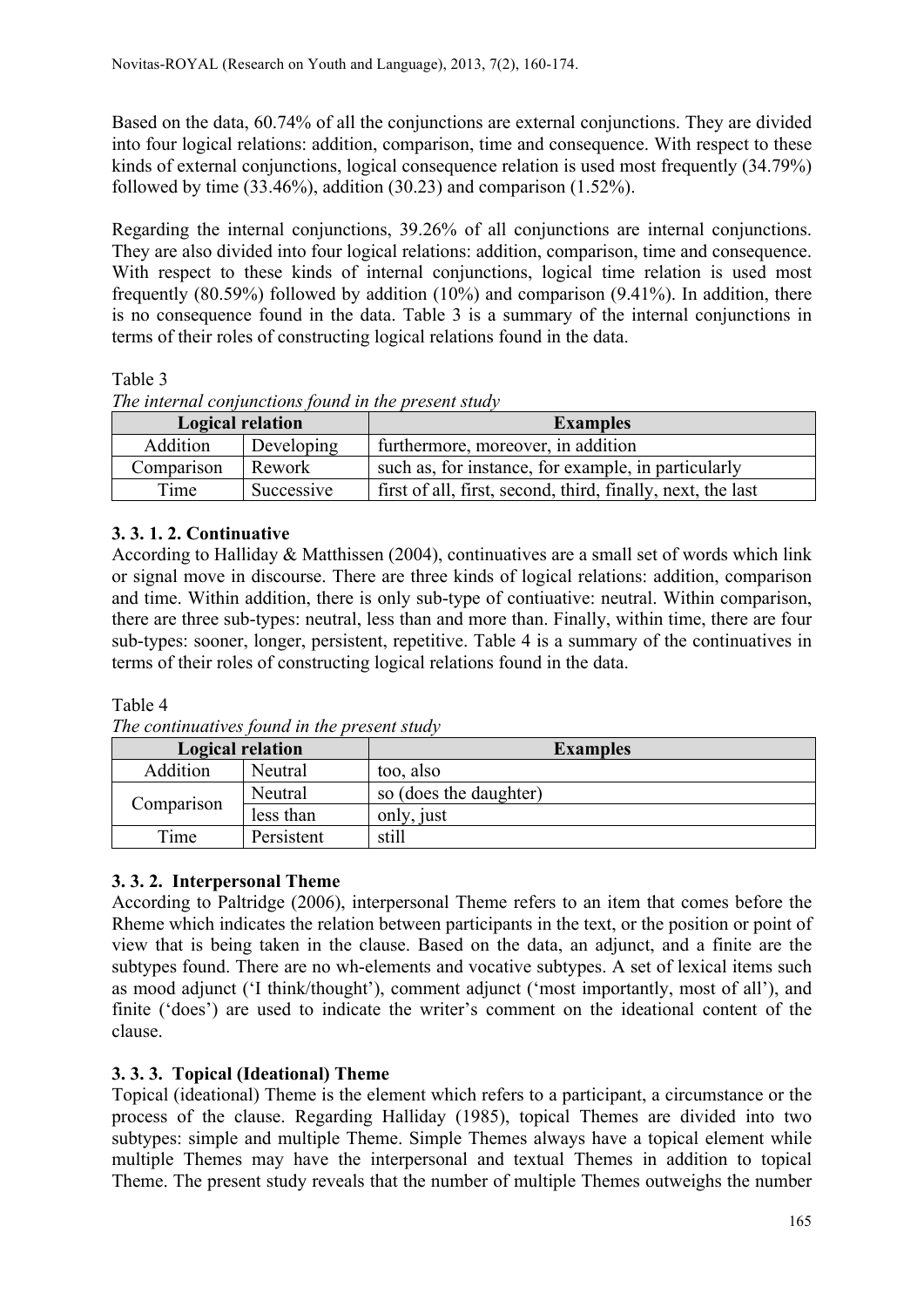Based on the data, 60.74% of all the conjunctions are external conjunctions. They are divided into four logical relations: addition, comparison, time and consequence. With respect to these kinds of external conjunctions, logical consequence relation is used most frequently (34.79%) followed by time (33.46%), addition (30.23) and comparison (1.52%).

Regarding the internal conjunctions, 39.26% of all conjunctions are internal conjunctions. They are also divided into four logical relations: addition, comparison, time and consequence. With respect to these kinds of internal conjunctions, logical time relation is used most frequently (80.59%) followed by addition (10%) and comparison (9.41%). In addition, there is no consequence found in the data. Table 3 is a summary of the internal conjunctions in terms of their roles of constructing logical relations found in the data.

Table 3

*The internal conjunctions found in the present study*

| Logical relation | | Examples |
|---|---|---|
| Addition | Developing | furthermore, moreover, in addition |
| Comparison | Rework | such as, for instance, for example, in particularly |
| Time | Successive | first of all, first, second, third, finally, next, the last |

### 3. 3. 1. 2. Continuative

According to Halliday & Matthissen (2004), continuatives are a small set of words which link or signal move in discourse. There are three kinds of logical relations: addition, comparison and time. Within addition, there is only sub-type of contiuative: neutral. Within comparison, there are three sub-types: neutral, less than and more than. Finally, within time, there are four sub-types: sooner, longer, persistent, repetitive. Table 4 is a summary of the continuatives in terms of their roles of constructing logical relations found in the data.

Table 4

*The continuatives found in the present study*

| Logical relation | | Examples |
|---|---|---|
| Addition | Neutral | too, also |
| Comparison | Neutral | so (does the daughter) |
| | less than | only, just |
| Time | Persistent | still |

### 3. 3. 2. Interpersonal Theme

According to Paltridge (2006), interpersonal Theme refers to an item that comes before the Rheme which indicates the relation between participants in the text, or the position or point of view that is being taken in the clause. Based on the data, an adjunct, and a finite are the subtypes found. There are no wh-elements and vocative subtypes. A set of lexical items such as mood adjunct ('I think/thought'), comment adjunct ('most importantly, most of all'), and finite ('does') are used to indicate the writer's comment on the ideational content of the clause.

### 3. 3. 3. Topical (Ideational) Theme

Topical (ideational) Theme is the element which refers to a participant, a circumstance or the process of the clause. Regarding Halliday (1985), topical Themes are divided into two subtypes: simple and multiple Theme. Simple Themes always have a topical element while multiple Themes may have the interpersonal and textual Themes in addition to topical Theme. The present study reveals that the number of multiple Themes outweighs the number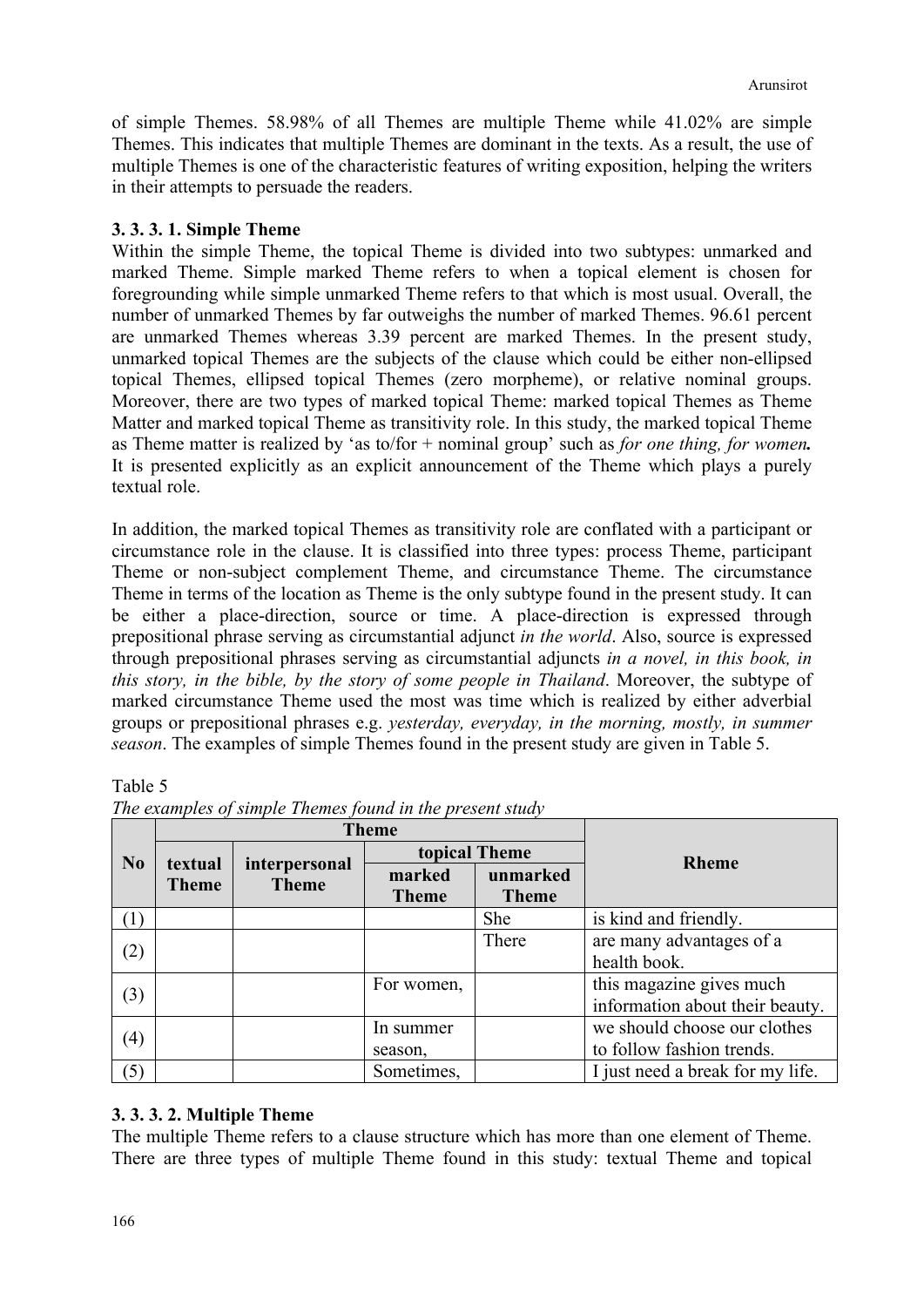of simple Themes. 58.98% of all Themes are multiple Theme while 41.02% are simple Themes. This indicates that multiple Themes are dominant in the texts. As a result, the use of multiple Themes is one of the characteristic features of writing exposition, helping the writers in their attempts to persuade the readers.

### 3. 3. 3. 1. Simple Theme

Within the simple Theme, the topical Theme is divided into two subtypes: unmarked and marked Theme. Simple marked Theme refers to when a topical element is chosen for foregrounding while simple unmarked Theme refers to that which is most usual. Overall, the number of unmarked Themes by far outweighs the number of marked Themes. 96.61 percent are unmarked Themes whereas 3.39 percent are marked Themes. In the present study, unmarked topical Themes are the subjects of the clause which could be either non-ellipsed topical Themes, ellipsed topical Themes (zero morpheme), or relative nominal groups. Moreover, there are two types of marked topical Theme: marked topical Themes as Theme Matter and marked topical Theme as transitivity role. In this study, the marked topical Theme as Theme matter is realized by 'as to/for + nominal group' such as *for one thing, for women.* It is presented explicitly as an explicit announcement of the Theme which plays a purely textual role.

In addition, the marked topical Themes as transitivity role are conflated with a participant or circumstance role in the clause. It is classified into three types: process Theme, participant Theme or non-subject complement Theme, and circumstance Theme. The circumstance Theme in terms of the location as Theme is the only subtype found in the present study. It can be either a place-direction, source or time. A place-direction is expressed through prepositional phrase serving as circumstantial adjunct *in the world*. Also, source is expressed through prepositional phrases serving as circumstantial adjuncts *in a novel, in this book, in this story, in the bible, by the story of some people in Thailand*. Moreover, the subtype of marked circumstance Theme used the most was time which is realized by either adverbial groups or prepositional phrases e.g. *yesterday, everyday, in the morning, mostly, in summer season*. The examples of simple Themes found in the present study are given in Table 5.

Table 5
*The examples of simple Themes found in the present study*

| No | Theme | | | | Rheme |
|---|---|---|---|---|---|
| | textual Theme | interpersonal Theme | topical Theme | | |
| | | | marked Theme | unmarked Theme | |
| (1) | | | | She | is kind and friendly. |
| (2) | | | | There | are many advantages of a health book. |
| (3) | | | For women, | | this magazine gives much information about their beauty. |
| (4) | | | In summer season, | | we should choose our clothes to follow fashion trends. |
| (5) | | | Sometimes, | | I just need a break for my life. |

### 3. 3. 3. 2. Multiple Theme

The multiple Theme refers to a clause structure which has more than one element of Theme. There are three types of multiple Theme found in this study: textual Theme and topical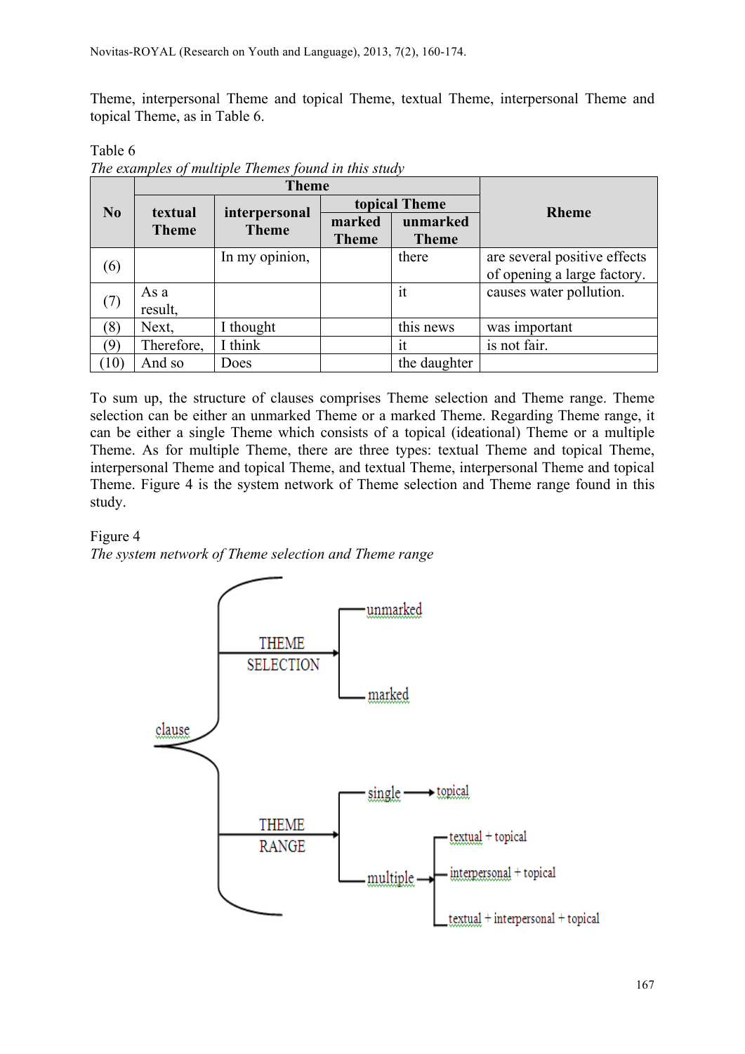Theme, interpersonal Theme and topical Theme, textual Theme, interpersonal Theme and topical Theme, as in Table 6.

Table 6

*The examples of multiple Themes found in this study*

| No | Theme | | | | Rheme |
|---|---|---|---|---|---|
| | textual Theme | interpersonal Theme | topical Theme | | |
| | | | marked Theme | unmarked Theme | |
| (6) | | In my opinion, | | there | are several positive effects of opening a large factory. |
| (7) | As a result, | | | it | causes water pollution. |
| (8) | Next, | I thought | | this news | was important |
| (9) | Therefore, | I think | | it | is not fair. |
| (10) | And so | Does | | the daughter | |

To sum up, the structure of clauses comprises Theme selection and Theme range. Theme selection can be either an unmarked Theme or a marked Theme. Regarding Theme range, it can be either a single Theme which consists of a topical (ideational) Theme or a multiple Theme. As for multiple Theme, there are three types: textual Theme and topical Theme, interpersonal Theme and topical Theme, and textual Theme, interpersonal Theme and topical Theme. Figure 4 is the system network of Theme selection and Theme range found in this study.

Figure 4

*The system network of Theme selection and Theme range*

clause → THEME SELECTION → unmarked / marked

clause → THEME RANGE → single → topical; multiple → textual + topical / interpersonal + topical / textual + interpersonal + topical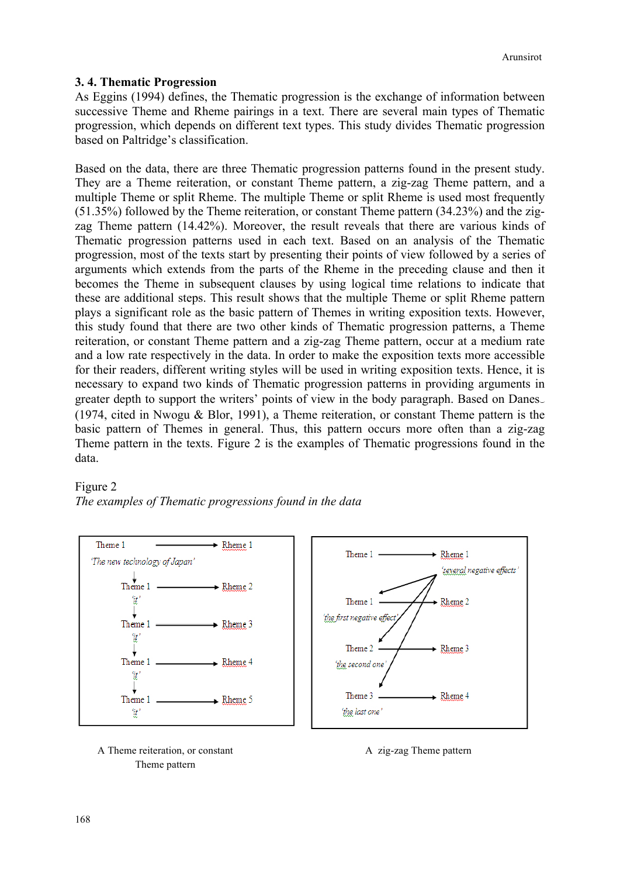### 3. 4. Thematic Progression

As Eggins (1994) defines, the Thematic progression is the exchange of information between successive Theme and Rheme pairings in a text. There are several main types of Thematic progression, which depends on different text types. This study divides Thematic progression based on Paltridge's classification.

Based on the data, there are three Thematic progression patterns found in the present study. They are a Theme reiteration, or constant Theme pattern, a zig-zag Theme pattern, and a multiple Theme or split Rheme. The multiple Theme or split Rheme is used most frequently (51.35%) followed by the Theme reiteration, or constant Theme pattern (34.23%) and the zig-zag Theme pattern (14.42%). Moreover, the result reveals that there are various kinds of Thematic progression patterns used in each text. Based on an analysis of the Thematic progression, most of the texts start by presenting their points of view followed by a series of arguments which extends from the parts of the Rheme in the preceding clause and then it becomes the Theme in subsequent clauses by using logical time relations to indicate that these are additional steps. This result shows that the multiple Theme or split Rheme pattern plays a significant role as the basic pattern of Themes in writing exposition texts. However, this study found that there are two other kinds of Thematic progression patterns, a Theme reiteration, or constant Theme pattern and a zig-zag Theme pattern, occur at a medium rate and a low rate respectively in the data. In order to make the exposition texts more accessible for their readers, different writing styles will be used in writing exposition texts. Hence, it is necessary to expand two kinds of Thematic progression patterns in providing arguments in greater depth to support the writers' points of view in the body paragraph. Based on Danes (1974, cited in Nwogu & Blor, 1991), a Theme reiteration, or constant Theme pattern is the basic pattern of Themes in general. Thus, this pattern occurs more often than a zig-zag Theme pattern in the texts. Figure 2 is the examples of Thematic progressions found in the data.

Figure 2

*The examples of Thematic progressions found in the data*

Theme 1 → Rheme 1
'The new technology of Japan'
↓
Theme 1 → Rheme 2
'it'
↓
Theme 1 → Rheme 3
'it'
↓
Theme 1 → Rheme 4
'it'
↓
Theme 1 → Rheme 5
'it'

A Theme reiteration, or constant Theme pattern

Theme 1 → Rheme 1
'several negative effects'
Theme 1 → Rheme 2
'the first negative effect'
Theme 2 → Rheme 3
'the second one'
Theme 3 → Rheme 4
'the last one'

A zig-zag Theme pattern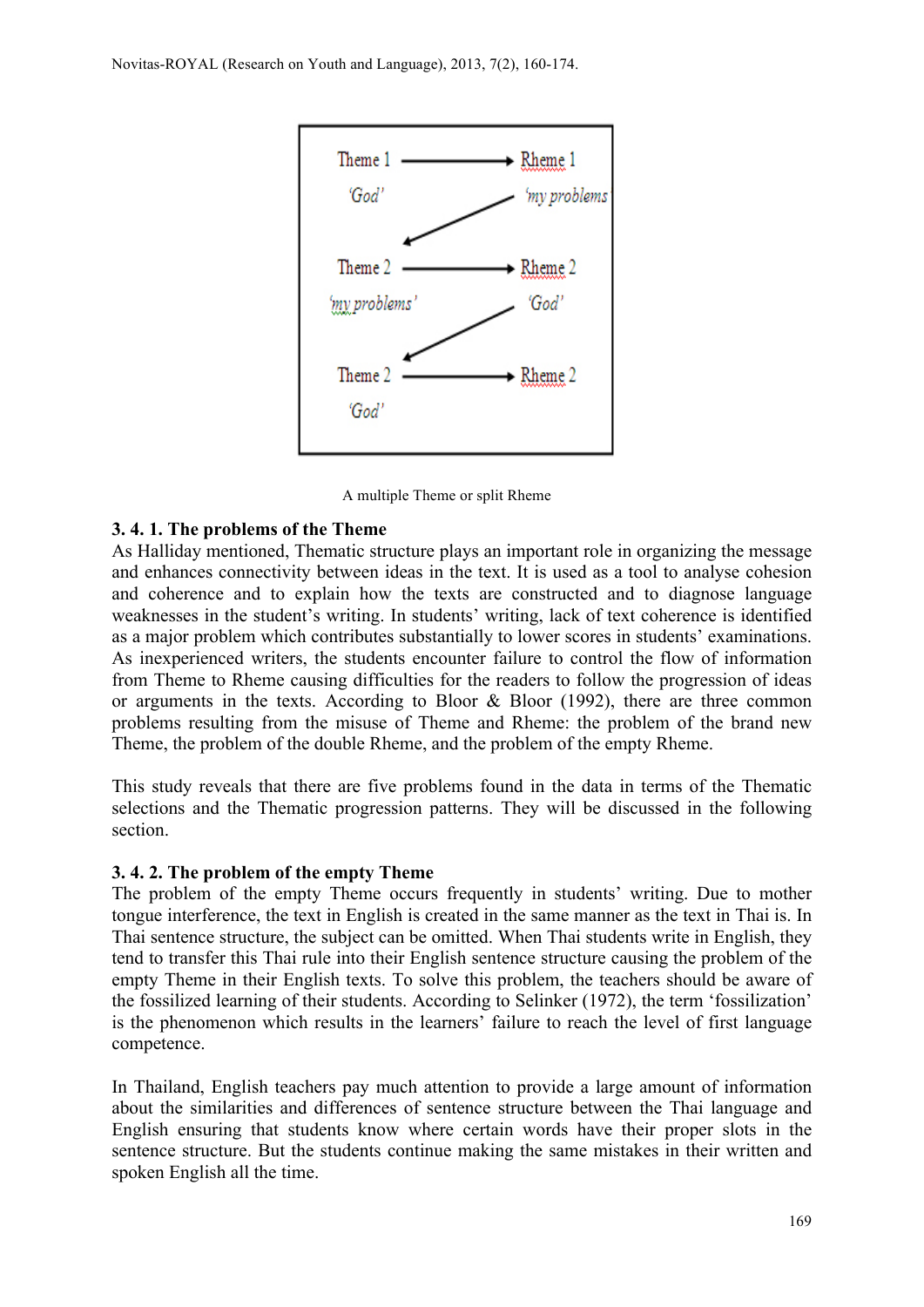| Theme 1 → Rheme 1 |
|---|
| 'God' 'my problems' |
| Theme 2 → Rheme 2 |
| 'my problems' 'God' |
| Theme 2 → Rheme 2 |
| 'God' |

A multiple Theme or split Rheme

### 3. 4. 1. The problems of the Theme

As Halliday mentioned, Thematic structure plays an important role in organizing the message and enhances connectivity between ideas in the text. It is used as a tool to analyse cohesion and coherence and to explain how the texts are constructed and to diagnose language weaknesses in the student's writing. In students' writing, lack of text coherence is identified as a major problem which contributes substantially to lower scores in students' examinations. As inexperienced writers, the students encounter failure to control the flow of information from Theme to Rheme causing difficulties for the readers to follow the progression of ideas or arguments in the texts. According to Bloor & Bloor (1992), there are three common problems resulting from the misuse of Theme and Rheme: the problem of the brand new Theme, the problem of the double Rheme, and the problem of the empty Rheme.

This study reveals that there are five problems found in the data in terms of the Thematic selections and the Thematic progression patterns. They will be discussed in the following section.

### 3. 4. 2. The problem of the empty Theme

The problem of the empty Theme occurs frequently in students' writing. Due to mother tongue interference, the text in English is created in the same manner as the text in Thai is. In Thai sentence structure, the subject can be omitted. When Thai students write in English, they tend to transfer this Thai rule into their English sentence structure causing the problem of the empty Theme in their English texts. To solve this problem, the teachers should be aware of the fossilized learning of their students. According to Selinker (1972), the term 'fossilization' is the phenomenon which results in the learners' failure to reach the level of first language competence.

In Thailand, English teachers pay much attention to provide a large amount of information about the similarities and differences of sentence structure between the Thai language and English ensuring that students know where certain words have their proper slots in the sentence structure. But the students continue making the same mistakes in their written and spoken English all the time.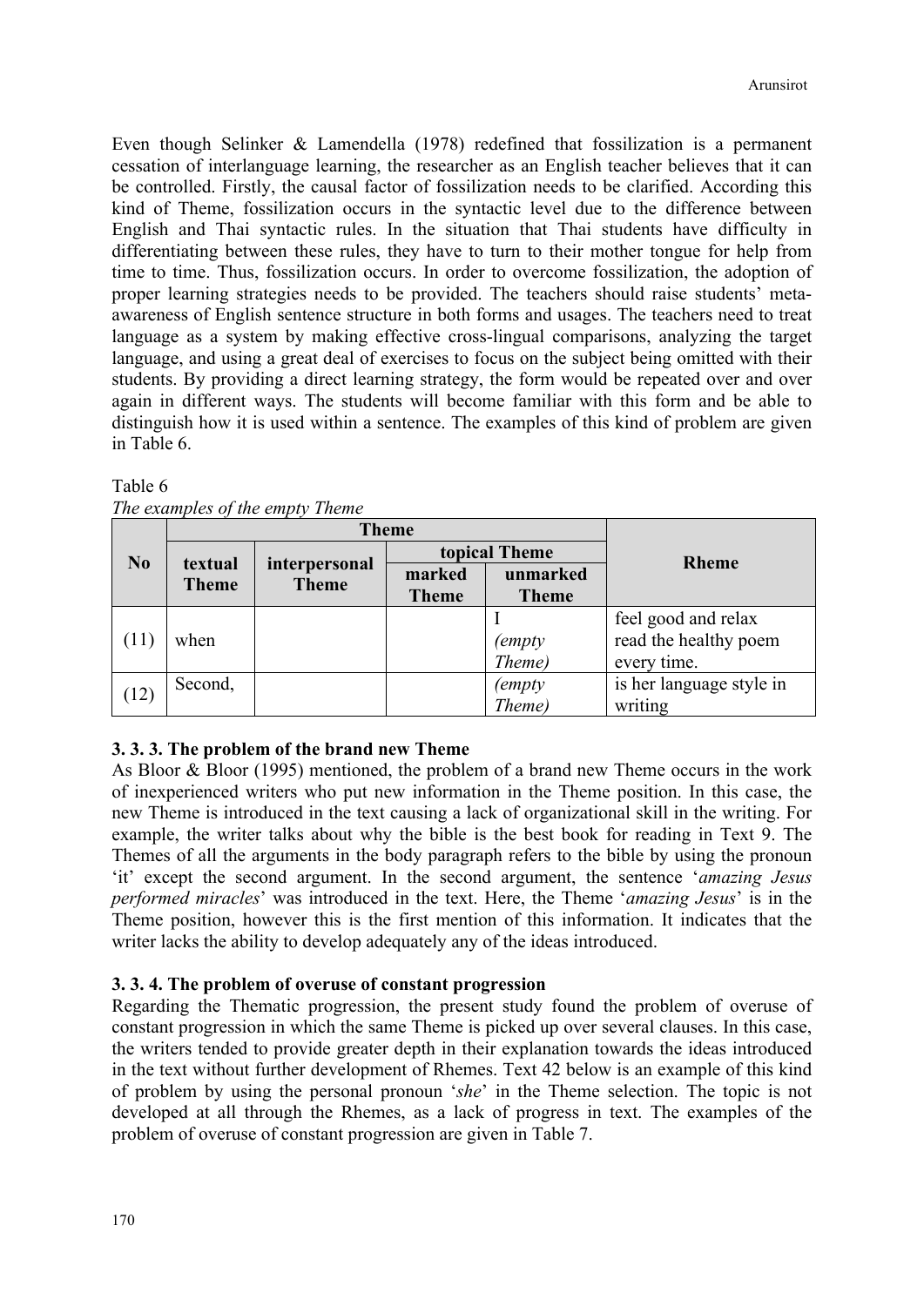Even though Selinker & Lamendella (1978) redefined that fossilization is a permanent cessation of interlanguage learning, the researcher as an English teacher believes that it can be controlled. Firstly, the causal factor of fossilization needs to be clarified. According this kind of Theme, fossilization occurs in the syntactic level due to the difference between English and Thai syntactic rules. In the situation that Thai students have difficulty in differentiating between these rules, they have to turn to their mother tongue for help from time to time. Thus, fossilization occurs. In order to overcome fossilization, the adoption of proper learning strategies needs to be provided. The teachers should raise students' meta-awareness of English sentence structure in both forms and usages. The teachers need to treat language as a system by making effective cross-lingual comparisons, analyzing the target language, and using a great deal of exercises to focus on the subject being omitted with their students. By providing a direct learning strategy, the form would be repeated over and over again in different ways. The students will become familiar with this form and be able to distinguish how it is used within a sentence. The examples of this kind of problem are given in Table 6.

Table 6
*The examples of the empty Theme*

| No | Theme | | | | Rheme |
|---|---|---|---|---|---|
| | textual Theme | interpersonal Theme | topical Theme | | |
| | | | marked Theme | unmarked Theme | |
| (11) | when | | | I *(empty Theme)* | feel good and relax read the healthy poem every time. |
| (12) | Second, | | | *(empty Theme)* | is her language style in writing |

### 3. 3. 3. The problem of the brand new Theme

As Bloor & Bloor (1995) mentioned, the problem of a brand new Theme occurs in the work of inexperienced writers who put new information in the Theme position. In this case, the new Theme is introduced in the text causing a lack of organizational skill in the writing. For example, the writer talks about why the bible is the best book for reading in Text 9. The Themes of all the arguments in the body paragraph refers to the bible by using the pronoun 'it' except the second argument. In the second argument, the sentence '*amazing Jesus performed miracles*' was introduced in the text. Here, the Theme '*amazing Jesus*' is in the Theme position, however this is the first mention of this information. It indicates that the writer lacks the ability to develop adequately any of the ideas introduced.

### 3. 3. 4. The problem of overuse of constant progression

Regarding the Thematic progression, the present study found the problem of overuse of constant progression in which the same Theme is picked up over several clauses. In this case, the writers tended to provide greater depth in their explanation towards the ideas introduced in the text without further development of Rhemes. Text 42 below is an example of this kind of problem by using the personal pronoun '*she*' in the Theme selection. The topic is not developed at all through the Rhemes, as a lack of progress in text. The examples of the problem of overuse of constant progression are given in Table 7.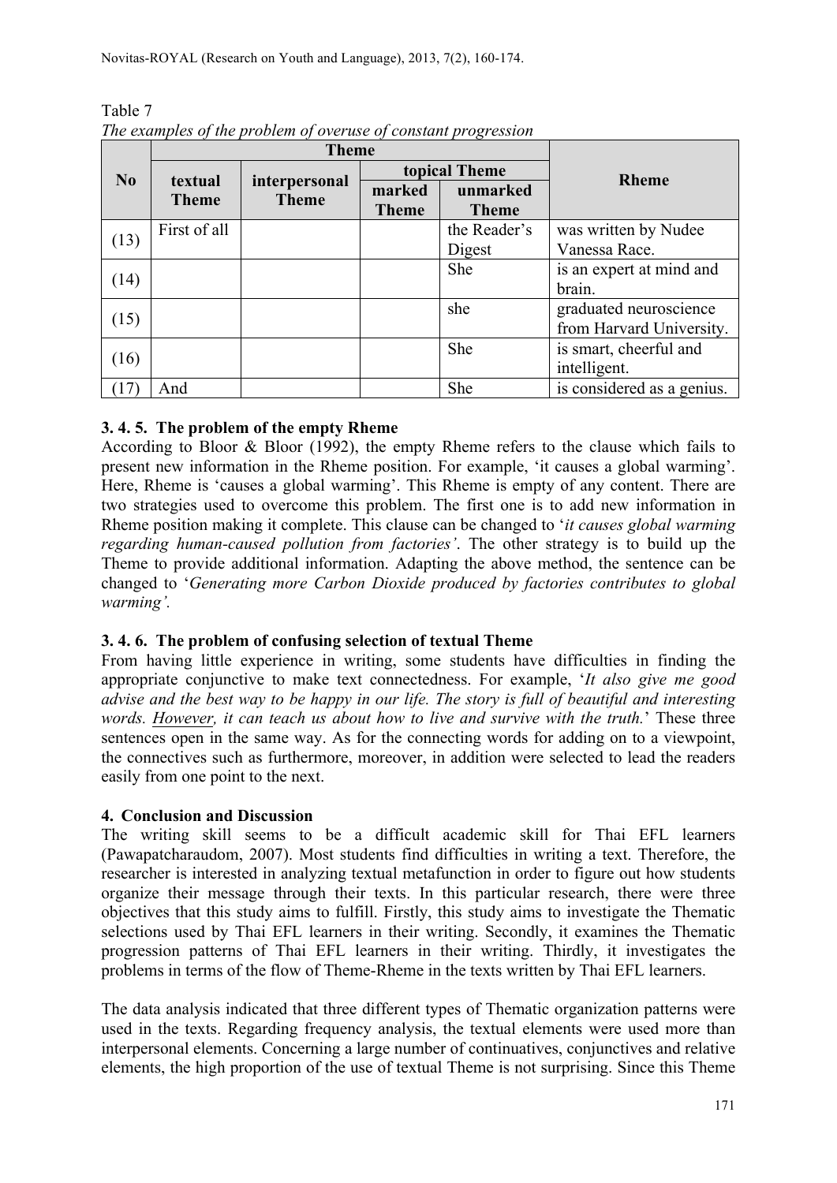Table 7

*The examples of the problem of overuse of constant progression*

| No | Theme | | | | Rheme |
|---|---|---|---|---|---|
| | textual Theme | interpersonal Theme | topical Theme | | |
| | | | marked Theme | unmarked Theme | |
| (13) | First of all | | | the Reader's Digest | was written by Nudee Vanessa Race. |
| (14) | | | | She | is an expert at mind and brain. |
| (15) | | | | she | graduated neuroscience from Harvard University. |
| (16) | | | | She | is smart, cheerful and intelligent. |
| (17) | And | | | She | is considered as a genius. |

### 3. 4. 5. The problem of the empty Rheme

According to Bloor & Bloor (1992), the empty Rheme refers to the clause which fails to present new information in the Rheme position. For example, 'it causes a global warming'. Here, Rheme is 'causes a global warming'. This Rheme is empty of any content. There are two strategies used to overcome this problem. The first one is to add new information in Rheme position making it complete. This clause can be changed to '*it causes global warming regarding human-caused pollution from factories'*. The other strategy is to build up the Theme to provide additional information. Adapting the above method, the sentence can be changed to '*Generating more Carbon Dioxide produced by factories contributes to global warming'.*

### 3. 4. 6. The problem of confusing selection of textual Theme

From having little experience in writing, some students have difficulties in finding the appropriate conjunctive to make text connectedness. For example, '*It also give me good advise and the best way to be happy in our life. The story is full of beautiful and interesting words. <u>However</u>, it can teach us about how to live and survive with the truth.*' These three sentences open in the same way. As for the connecting words for adding on to a viewpoint, the connectives such as furthermore, moreover, in addition were selected to lead the readers easily from one point to the next.

## 4. Conclusion and Discussion

The writing skill seems to be a difficult academic skill for Thai EFL learners (Pawapatcharaudom, 2007). Most students find difficulties in writing a text. Therefore, the researcher is interested in analyzing textual metafunction in order to figure out how students organize their message through their texts. In this particular research, there were three objectives that this study aims to fulfill. Firstly, this study aims to investigate the Thematic selections used by Thai EFL learners in their writing. Secondly, it examines the Thematic progression patterns of Thai EFL learners in their writing. Thirdly, it investigates the problems in terms of the flow of Theme-Rheme in the texts written by Thai EFL learners.

The data analysis indicated that three different types of Thematic organization patterns were used in the texts. Regarding frequency analysis, the textual elements were used more than interpersonal elements. Concerning a large number of continuatives, conjunctives and relative elements, the high proportion of the use of textual Theme is not surprising. Since this Theme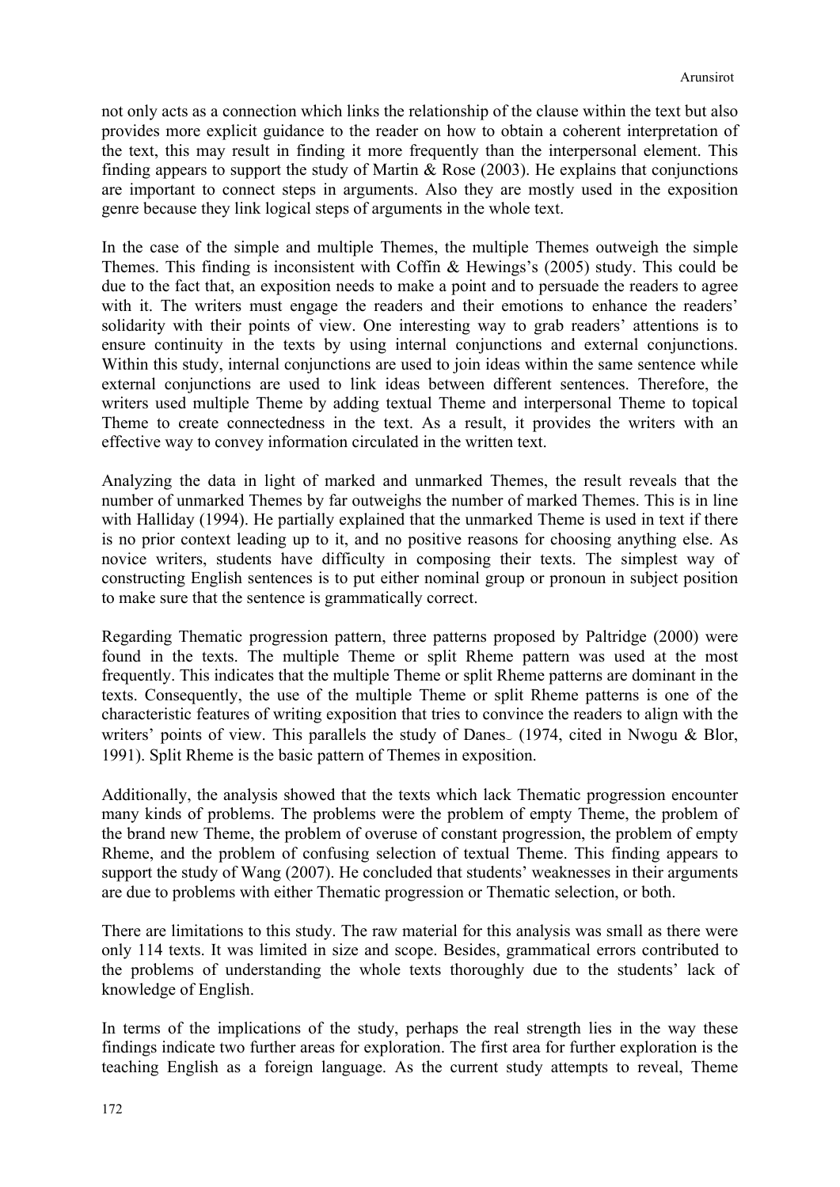not only acts as a connection which links the relationship of the clause within the text but also provides more explicit guidance to the reader on how to obtain a coherent interpretation of the text, this may result in finding it more frequently than the interpersonal element. This finding appears to support the study of Martin & Rose (2003). He explains that conjunctions are important to connect steps in arguments. Also they are mostly used in the exposition genre because they link logical steps of arguments in the whole text.

In the case of the simple and multiple Themes, the multiple Themes outweigh the simple Themes. This finding is inconsistent with Coffin & Hewings's (2005) study. This could be due to the fact that, an exposition needs to make a point and to persuade the readers to agree with it. The writers must engage the readers and their emotions to enhance the readers' solidarity with their points of view. One interesting way to grab readers' attentions is to ensure continuity in the texts by using internal conjunctions and external conjunctions. Within this study, internal conjunctions are used to join ideas within the same sentence while external conjunctions are used to link ideas between different sentences. Therefore, the writers used multiple Theme by adding textual Theme and interpersonal Theme to topical Theme to create connectedness in the text. As a result, it provides the writers with an effective way to convey information circulated in the written text.

Analyzing the data in light of marked and unmarked Themes, the result reveals that the number of unmarked Themes by far outweighs the number of marked Themes. This is in line with Halliday (1994). He partially explained that the unmarked Theme is used in text if there is no prior context leading up to it, and no positive reasons for choosing anything else. As novice writers, students have difficulty in composing their texts. The simplest way of constructing English sentences is to put either nominal group or pronoun in subject position to make sure that the sentence is grammatically correct.

Regarding Thematic progression pattern, three patterns proposed by Paltridge (2000) were found in the texts. The multiple Theme or split Rheme pattern was used at the most frequently. This indicates that the multiple Theme or split Rheme patterns are dominant in the texts. Consequently, the use of the multiple Theme or split Rheme patterns is one of the characteristic features of writing exposition that tries to convince the readers to align with the writers' points of view. This parallels the study of Danes (1974, cited in Nwogu & Blor, 1991). Split Rheme is the basic pattern of Themes in exposition.

Additionally, the analysis showed that the texts which lack Thematic progression encounter many kinds of problems. The problems were the problem of empty Theme, the problem of the brand new Theme, the problem of overuse of constant progression, the problem of empty Rheme, and the problem of confusing selection of textual Theme. This finding appears to support the study of Wang (2007). He concluded that students' weaknesses in their arguments are due to problems with either Thematic progression or Thematic selection, or both.

There are limitations to this study. The raw material for this analysis was small as there were only 114 texts. It was limited in size and scope. Besides, grammatical errors contributed to the problems of understanding the whole texts thoroughly due to the students' lack of knowledge of English.

In terms of the implications of the study, perhaps the real strength lies in the way these findings indicate two further areas for exploration. The first area for further exploration is the teaching English as a foreign language. As the current study attempts to reveal, Theme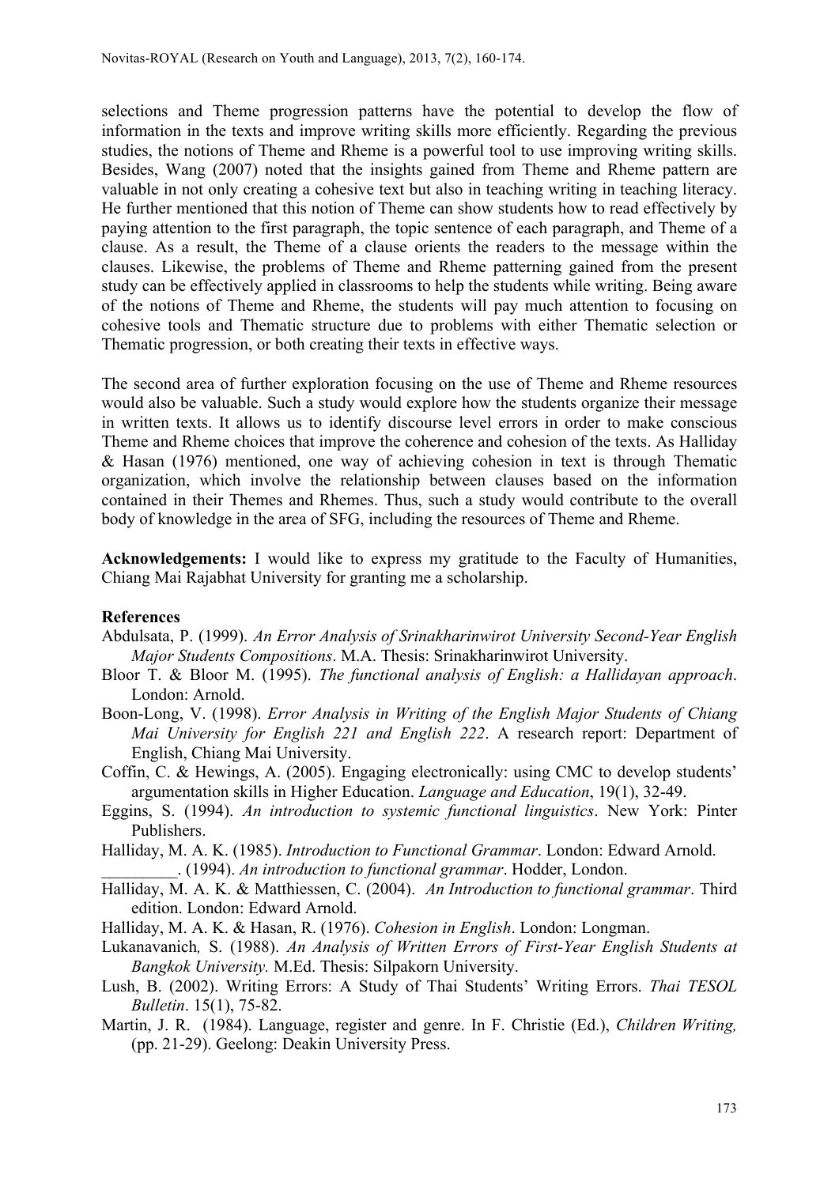selections and Theme progression patterns have the potential to develop the flow of information in the texts and improve writing skills more efficiently. Regarding the previous studies, the notions of Theme and Rheme is a powerful tool to use improving writing skills. Besides, Wang (2007) noted that the insights gained from Theme and Rheme pattern are valuable in not only creating a cohesive text but also in teaching writing in teaching literacy. He further mentioned that this notion of Theme can show students how to read effectively by paying attention to the first paragraph, the topic sentence of each paragraph, and Theme of a clause. As a result, the Theme of a clause orients the readers to the message within the clauses. Likewise, the problems of Theme and Rheme patterning gained from the present study can be effectively applied in classrooms to help the students while writing. Being aware of the notions of Theme and Rheme, the students will pay much attention to focusing on cohesive tools and Thematic structure due to problems with either Thematic selection or Thematic progression, or both creating their texts in effective ways.

The second area of further exploration focusing on the use of Theme and Rheme resources would also be valuable. Such a study would explore how the students organize their message in written texts. It allows us to identify discourse level errors in order to make conscious Theme and Rheme choices that improve the coherence and cohesion of the texts. As Halliday & Hasan (1976) mentioned, one way of achieving cohesion in text is through Thematic organization, which involve the relationship between clauses based on the information contained in their Themes and Rhemes. Thus, such a study would contribute to the overall body of knowledge in the area of SFG, including the resources of Theme and Rheme.

**Acknowledgements:** I would like to express my gratitude to the Faculty of Humanities, Chiang Mai Rajabhat University for granting me a scholarship.

**References**

Abdulsata, P. (1999). *An Error Analysis of Srinakharinwirot University Second-Year English Major Students Compositions*. M.A. Thesis: Srinakharinwirot University.

Bloor T. & Bloor M. (1995). *The functional analysis of English: a Hallidayan approach*. London: Arnold.

Boon-Long, V. (1998). *Error Analysis in Writing of the English Major Students of Chiang Mai University for English 221 and English 222*. A research report: Department of English, Chiang Mai University.

Coffin, C. & Hewings, A. (2005). Engaging electronically: using CMC to develop students' argumentation skills in Higher Education. *Language and Education*, 19(1), 32-49.

Eggins, S. (1994). *An introduction to systemic functional linguistics*. New York: Pinter Publishers.

Halliday, M. A. K. (1985). *Introduction to Functional Grammar*. London: Edward Arnold.

_________. (1994). *An introduction to functional grammar*. Hodder, London.

Halliday, M. A. K. & Matthiessen, C. (2004). *An Introduction to functional grammar*. Third edition. London: Edward Arnold.

Halliday, M. A. K. & Hasan, R. (1976). *Cohesion in English*. London: Longman.

Lukanavanich*,* S. (1988). *An Analysis of Written Errors of First-Year English Students at Bangkok University.* M.Ed. Thesis: Silpakorn University.

Lush, B. (2002). Writing Errors: A Study of Thai Students' Writing Errors. *Thai TESOL Bulletin*. 15(1), 75-82.

Martin, J. R. (1984). Language, register and genre. In F. Christie (Ed.), *Children Writing,* (pp. 21-29). Geelong: Deakin University Press.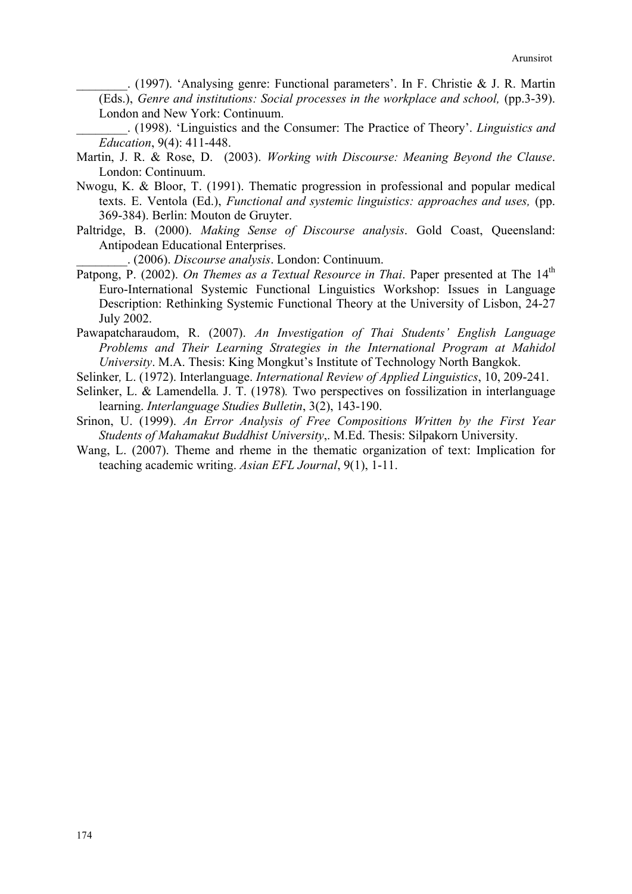________. (1997). 'Analysing genre: Functional parameters'. In F. Christie & J. R. Martin (Eds.), *Genre and institutions: Social processes in the workplace and school,* (pp.3-39). London and New York: Continuum.

________. (1998). 'Linguistics and the Consumer: The Practice of Theory'. *Linguistics and Education*, 9(4): 411-448.

Martin, J. R. & Rose, D. (2003). *Working with Discourse: Meaning Beyond the Clause*. London: Continuum.

Nwogu, K. & Bloor, T. (1991). Thematic progression in professional and popular medical texts. E. Ventola (Ed.), *Functional and systemic linguistics: approaches and uses,* (pp. 369-384). Berlin: Mouton de Gruyter.

Paltridge, B. (2000). *Making Sense of Discourse analysis*. Gold Coast, Queensland: Antipodean Educational Enterprises.

________. (2006). *Discourse analysis*. London: Continuum.

Patpong, P. (2002). *On Themes as a Textual Resource in Thai*. Paper presented at The 14th Euro-International Systemic Functional Linguistics Workshop: Issues in Language Description: Rethinking Systemic Functional Theory at the University of Lisbon, 24-27 July 2002.

Pawapatcharaudom, R. (2007). *An Investigation of Thai Students' English Language Problems and Their Learning Strategies in the International Program at Mahidol University*. M.A. Thesis: King Mongkut's Institute of Technology North Bangkok.

Selinker, L. (1972). Interlanguage. *International Review of Applied Linguistics*, 10, 209-241.

Selinker, L. & Lamendella. J. T. (1978). Two perspectives on fossilization in interlanguage learning. *Interlanguage Studies Bulletin*, 3(2), 143-190.

Srinon, U. (1999). *An Error Analysis of Free Compositions Written by the First Year Students of Mahamakut Buddhist University*,. M.Ed. Thesis: Silpakorn University.

Wang, L. (2007). Theme and rheme in the thematic organization of text: Implication for teaching academic writing. *Asian EFL Journal*, 9(1), 1-11.